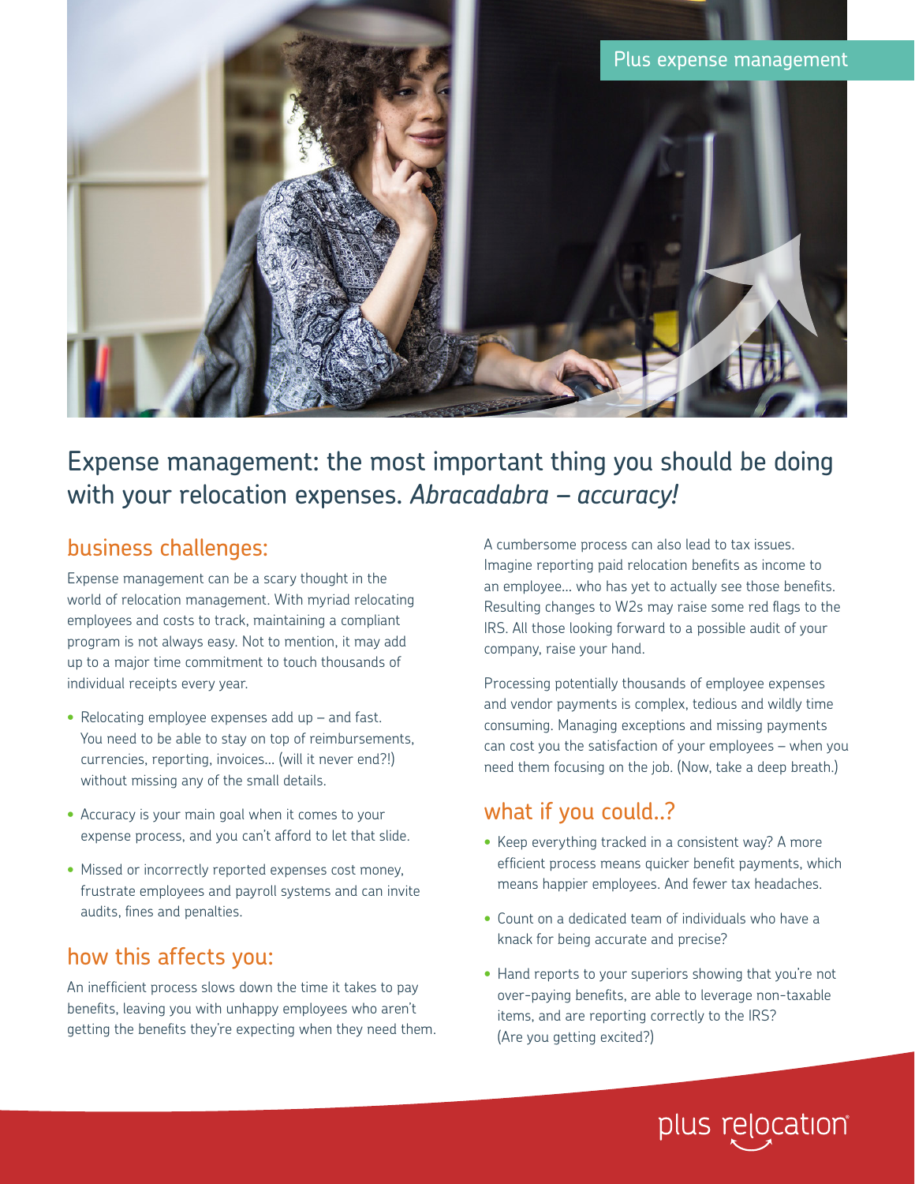Plus expense management

# Expense management: the most important thing you should be doing with your relocation expenses. *Abracadabra – accuracy!*

## business challenges:

Expense management can be a scary thought in the world of relocation management. With myriad relocating employees and costs to track, maintaining a compliant program is not always easy. Not to mention, it may add up to a major time commitment to touch thousands of individual receipts every year.

- Relocating employee expenses add up – and fast. You need to be able to stay on top of reimbursements, currencies, reporting, invoices… (will it never end?!) without missing any of the small details.
- Accuracy is your main goal when it comes to your expense process, and you can't afford to let that slide.
- Missed or incorrectly reported expenses cost money, frustrate employees and payroll systems and can invite audits, fines and penalties.

## how this affects you:

An inefficient process slows down the time it takes to pay benefits, leaving you with unhappy employees who aren't getting the benefits they're expecting when they need them.

A cumbersome process can also lead to tax issues. Imagine reporting paid relocation benefits as income to an employee… who has yet to actually see those benefits. Resulting changes to W2s may raise some red flags to the IRS. All those looking forward to a possible audit of your company, raise your hand.

Processing potentially thousands of employee expenses and vendor payments is complex, tedious and wildly time consuming. Managing exceptions and missing payments can cost you the satisfaction of your employees – when you need them focusing on the job. (Now, take a deep breath.)

## what if you could..?

- Keep everything tracked in a consistent way? A more efficient process means quicker benefit payments, which means happier employees. And fewer tax headaches.
- Count on a dedicated team of individuals who have a knack for being accurate and precise?
- Hand reports to your superiors showing that you're not over-paying benefits, are able to leverage non-taxable items, and are reporting correctly to the IRS? (Are you getting excited?)

plus relocation®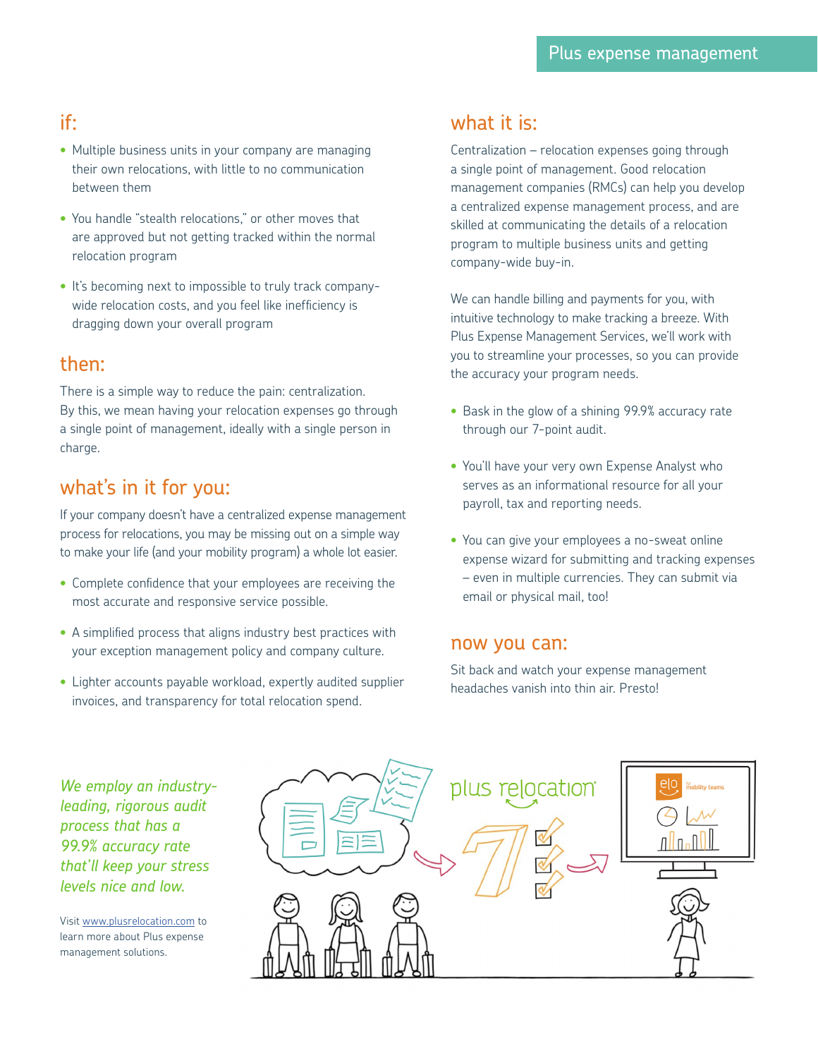## if:

- Multiple business units in your company are managing their own relocations, with little to no communication between them
- You handle "stealth relocations," or other moves that are approved but not getting tracked within the normal relocation program
- It's becoming next to impossible to truly track company-wide relocation costs, and you feel like inefficiency is dragging down your overall program

## then:

There is a simple way to reduce the pain: centralization. By this, we mean having your relocation expenses go through a single point of management, ideally with a single person in charge.

## what's in it for you:

If your company doesn't have a centralized expense management process for relocations, you may be missing out on a simple way to make your life (and your mobility program) a whole lot easier.

- Complete confidence that your employees are receiving the most accurate and responsive service possible.
- A simplified process that aligns industry best practices with your exception management policy and company culture.
- Lighter accounts payable workload, expertly audited supplier invoices, and transparency for total relocation spend.

## what it is:

Centralization – relocation expenses going through a single point of management. Good relocation management companies (RMCs) can help you develop a centralized expense management process, and are skilled at communicating the details of a relocation program to multiple business units and getting company-wide buy-in.

We can handle billing and payments for you, with intuitive technology to make tracking a breeze. With Plus Expense Management Services, we'll work with you to streamline your processes, so you can provide the accuracy your program needs.

- Bask in the glow of a shining 99.9% accuracy rate through our 7-point audit.
- You'll have your very own Expense Analyst who serves as an informational resource for all your payroll, tax and reporting needs.
- You can give your employees a no-sweat online expense wizard for submitting and tracking expenses – even in multiple currencies. They can submit via email or physical mail, too!

## now you can:

Sit back and watch your expense management headaches vanish into thin air. Presto!

*We employ an industry-leading, rigorous audit process that has a 99.9% accuracy rate that'll keep your stress levels nice and low.*

Visit www.plusrelocation.com to learn more about Plus expense management solutions.